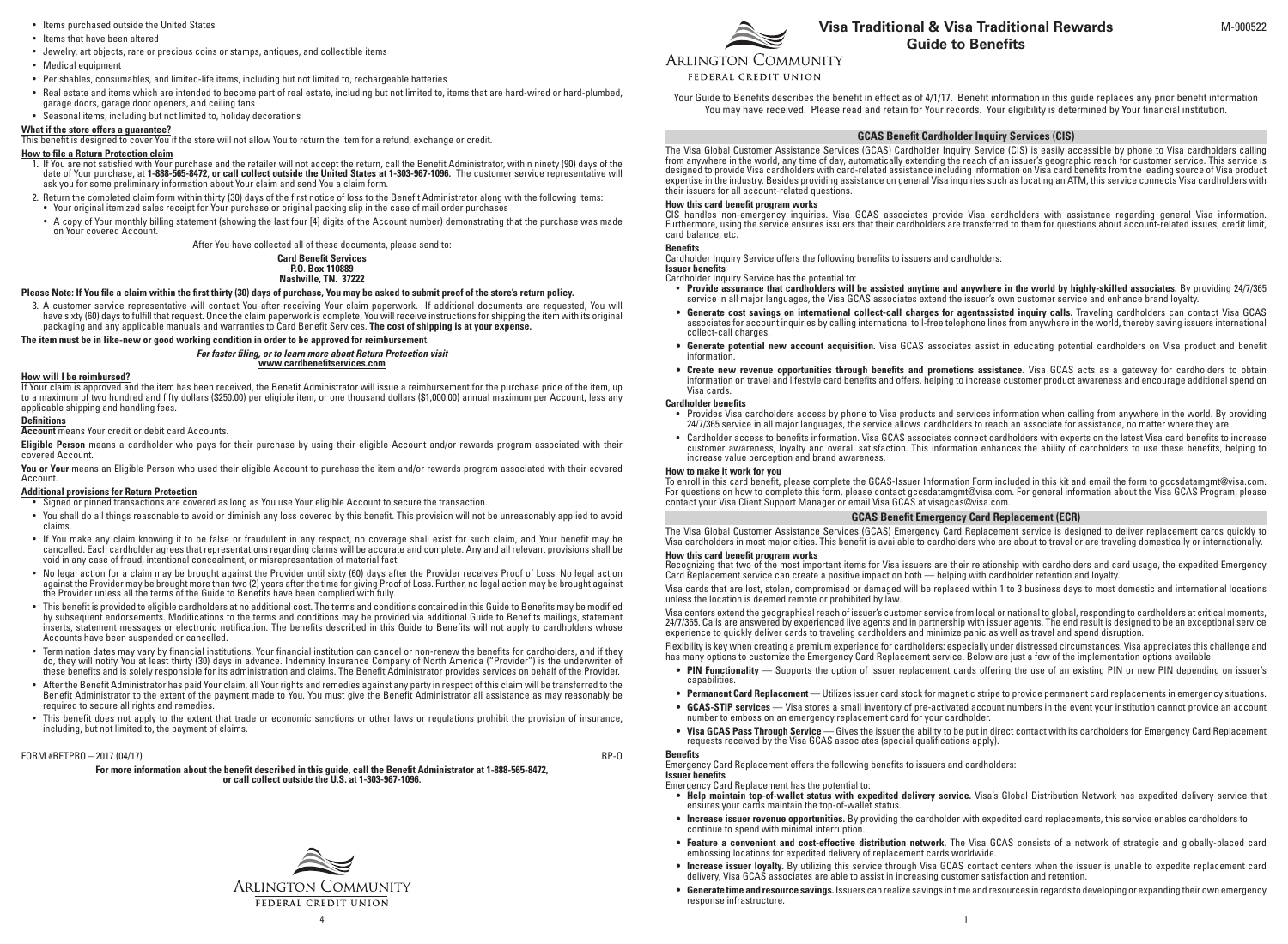- Items purchased outside the United States
- Items that have been altered
- Jewelry, art objects, rare or precious coins or stamps, antiques, and collectible items
- Medical equipment
- Perishables, consumables, and limited-life items, including but not limited to, rechargeable batteries
- Real estate and items which are intended to become part of real estate, including but not limited to, items that are hard-wired or hard-plumbed, garage doors, garage door openers, and ceiling fans
- Seasonal items, including but not limited to, holiday decorations

**What if the store offers a guarantee?**

This benefit is designed to cover You if the store will not allow You to return the item for a refund, exchange or credit.

**How to file a Return Protection claim**

1. If You are not satisfied with Your purchase and the retailer will not accept the return, call the Benefit Administrator, within ninety (90) days of the date of Your purchase, at **1-888-565-8472, or call collect outside the United States at 1-303-967-1096.** The customer service representative will ask you for some preliminary information about Your claim and send You a claim form.
2. Return the completed claim form within thirty (30) days of the first notice of loss to the Benefit Administrator along with the following items:
   - Your original itemized sales receipt for Your purchase or original packing slip in the case of mail order purchases
   - A copy of Your monthly billing statement (showing the last four [4] digits of the Account number) demonstrating that the purchase was made on Your covered Account.

After You have collected all of these documents, please send to:

**Card Benefit Services**
**P.O. Box 110889**
**Nashville, TN. 37222**

**Please Note: If You file a claim within the first thirty (30) days of purchase, You may be asked to submit proof of the store's return policy.**

3. A customer service representative will contact You after receiving Your claim paperwork. If additional documents are requested, You will have sixty (60) days to fulfill that request. Once the claim paperwork is complete, You will receive instructions for shipping the item with its original packaging and any applicable manuals and warranties to Card Benefit Services. **The cost of shipping is at your expense.**

**The item must be in like-new or good working condition in order to be approved for reimbursemen**t.

***For faster filing, or to learn more about Return Protection visit***
**www.cardbenefitservices.com**

**How will I be reimbursed?**

If Your claim is approved and the item has been received, the Benefit Administrator will issue a reimbursement for the purchase price of the item, up to a maximum of two hundred and fifty dollars ($250.00) per eligible item, or one thousand dollars ($1,000.00) annual maximum per Account, less any applicable shipping and handling fees.

**Definitions**

**Account** means Your credit or debit card Accounts.

**Eligible Person** means a cardholder who pays for their purchase by using their eligible Account and/or rewards program associated with their covered Account.

**You or Your** means an Eligible Person who used their eligible Account to purchase the item and/or rewards program associated with their covered Account.

**Additional provisions for Return Protection**

- Signed or pinned transactions are covered as long as You use Your eligible Account to secure the transaction.
- You shall do all things reasonable to avoid or diminish any loss covered by this benefit. This provision will not be unreasonably applied to avoid claims.
- If You make any claim knowing it to be false or fraudulent in any respect, no coverage shall exist for such claim, and Your benefit may be cancelled. Each cardholder agrees that representations regarding claims will be accurate and complete. Any and all relevant provisions shall be void in any case of fraud, intentional concealment, or misrepresentation of material fact.
- No legal action for a claim may be brought against the Provider until sixty (60) days after the Provider receives Proof of Loss. No legal action against the Provider may be brought more than two (2) years after the time for giving Proof of Loss. Further, no legal action may be brought against the Provider unless all the terms of the Guide to Benefits have been complied with fully.
- This benefit is provided to eligible cardholders at no additional cost. The terms and conditions contained in this Guide to Benefits may be modified by subsequent endorsements. Modifications to the terms and conditions may be provided via additional Guide to Benefits mailings, statement inserts, statement messages or electronic notification. The benefits described in this Guide to Benefits will not apply to cardholders whose Accounts have been suspended or cancelled.
- Termination dates may vary by financial institutions. Your financial institution can cancel or non-renew the benefits for cardholders, and if they do, they will notify You at least thirty (30) days in advance. Indemnity Insurance Company of North America ("Provider") is the underwriter of these benefits and is solely responsible for its administration and claims. The Benefit Administrator provides services on behalf of the Provider.
- After the Benefit Administrator has paid Your claim, all Your rights and remedies against any party in respect of this claim will be transferred to the Benefit Administrator to the extent of the payment made to You. You must give the Benefit Administrator all assistance as may reasonably be required to secure all rights and remedies.
- This benefit does not apply to the extent that trade or economic sanctions or other laws or regulations prohibit the provision of insurance, including, but not limited to, the payment of claims.

FORM #RETPRO – 2017 (04/17) RP-O

**For more information about the benefit described in this guide, call the Benefit Administrator at 1-888-565-8472, or call collect outside the U.S. at 1-303-967-1096.**

ARLINGTON COMMUNITY
FEDERAL CREDIT UNION

ARLINGTON COMMUNITY
FEDERAL CREDIT UNION

# Visa Traditional & Visa Traditional Rewards Guide to Benefits

M-900522

Your Guide to Benefits describes the benefit in effect as of 4/1/17. Benefit information in this guide replaces any prior benefit information You may have received. Please read and retain for Your records. Your eligibility is determined by Your financial institution.

## GCAS Benefit Cardholder Inquiry Services (CIS)

The Visa Global Customer Assistance Services (GCAS) Cardholder Inquiry Service (CIS) is easily accessible by phone to Visa cardholders calling from anywhere in the world, any time of day, automatically extending the reach of an issuer's geographic reach for customer service. This service is designed to provide Visa cardholders with card-related assistance including information on Visa card benefits from the leading source of Visa product expertise in the industry. Besides providing assistance on general Visa inquiries such as locating an ATM, this service connects Visa cardholders with their issuers for all account-related questions.

**How this card benefit program works**

CIS handles non-emergency inquiries. Visa GCAS associates provide Visa cardholders with assistance regarding general Visa information. Furthermore, using the service ensures issuers that their cardholders are transferred to them for questions about account-related issues, credit limit, card balance, etc.

**Benefits**

Cardholder Inquiry Service offers the following benefits to issuers and cardholders:

**Issuer benefits**

Cardholder Inquiry Service has the potential to:

- **Provide assurance that cardholders will be assisted anytime and anywhere in the world by highly-skilled associates.** By providing 24/7/365 service in all major languages, the Visa GCAS associates extend the issuer's own customer service and enhance brand loyalty.
- **Generate cost savings on international collect-call charges for agentassisted inquiry calls.** Traveling cardholders can contact Visa GCAS associates for account inquiries by calling international toll-free telephone lines from anywhere in the world, thereby saving issuers international collect-call charges.
- **Generate potential new account acquisition.** Visa GCAS associates assist in educating potential cardholders on Visa product and benefit information.
- **Create new revenue opportunities through benefits and promotions assistance.** Visa GCAS acts as a gateway for cardholders to obtain information on travel and lifestyle card benefits and offers, helping to increase customer product awareness and encourage additional spend on Visa cards.

**Cardholder benefits**

- Provides Visa cardholders access by phone to Visa products and services information when calling from anywhere in the world. By providing 24/7/365 service in all major languages, the service allows cardholders to reach an associate for assistance, no matter where they are.
- Cardholder access to benefits information. Visa GCAS associates connect cardholders with experts on the latest Visa card benefits to increase customer awareness, loyalty and overall satisfaction. This information enhances the ability of cardholders to use these benefits, helping to increase value perception and brand awareness.

**How to make it work for you**

To enroll in this card benefit, please complete the GCAS-Issuer Information Form included in this kit and email the form to gccsdatamgmt@visa.com. For questions on how to complete this form, please contact gccsdatamgmt@visa.com. For general information about the Visa GCAS Program, please contact your Visa Client Support Manager or email Visa GCAS at visagcas@visa.com.

## GCAS Benefit Emergency Card Replacement (ECR)

The Visa Global Customer Assistance Services (GCAS) Emergency Card Replacement service is designed to deliver replacement cards quickly to Visa cardholders in most major cities. This benefit is available to cardholders who are about to travel or are traveling domestically or internationally.

**How this card benefit program works**

Recognizing that two of the most important items for Visa issuers are their relationship with cardholders and card usage, the expedited Emergency Card Replacement service can create a positive impact on both — helping with cardholder retention and loyalty.

Visa cards that are lost, stolen, compromised or damaged will be replaced within 1 to 3 business days to most domestic and international locations unless the location is deemed remote or prohibited by law.

Visa centers extend the geographical reach of issuer's customer service from local or national to global, responding to cardholders at critical moments, 24/7/365. Calls are answered by experienced live agents and in partnership with issuer agents. The end result is designed to be an exceptional service experience to quickly deliver cards to traveling cardholders and minimize panic as well as travel and spend disruption.

Flexibility is key when creating a premium experience for cardholders: especially under distressed circumstances. Visa appreciates this challenge and has many options to customize the Emergency Card Replacement service. Below are just a few of the implementation options available:

- **PIN Functionality** — Supports the option of issuer replacement cards offering the use of an existing PIN or new PIN depending on issuer's capabilities.
- **Permanent Card Replacement** — Utilizes issuer card stock for magnetic stripe to provide permanent card replacements in emergency situations.
- **GCAS-STIP services** — Visa stores a small inventory of pre-activated account numbers in the event your institution cannot provide an account number to emboss on an emergency replacement card for your cardholder.
- **Visa GCAS Pass Through Service** — Gives the issuer the ability to be put in direct contact with its cardholders for Emergency Card Replacement requests received by the Visa GCAS associates (special qualifications apply).

**Benefits**

Emergency Card Replacement offers the following benefits to issuers and cardholders:

**Issuer benefits**

Emergency Card Replacement has the potential to:

- **Help maintain top-of-wallet status with expedited delivery service.** Visa's Global Distribution Network has expedited delivery service that ensures your cards maintain the top-of-wallet status.
- **Increase issuer revenue opportunities.** By providing the cardholder with expedited card replacements, this service enables cardholders to continue to spend with minimal interruption.
- **Feature a convenient and cost-effective distribution network.** The Visa GCAS consists of a network of strategic and globally-placed card embossing locations for expedited delivery of replacement cards worldwide.
- **Increase issuer loyalty.** By utilizing this service through Visa GCAS contact centers when the issuer is unable to expedite replacement card delivery, Visa GCAS associates are able to assist in increasing customer satisfaction and retention.
- **Generate time and resource savings.** Issuers can realize savings in time and resources in regards to developing or expanding their own emergency response infrastructure.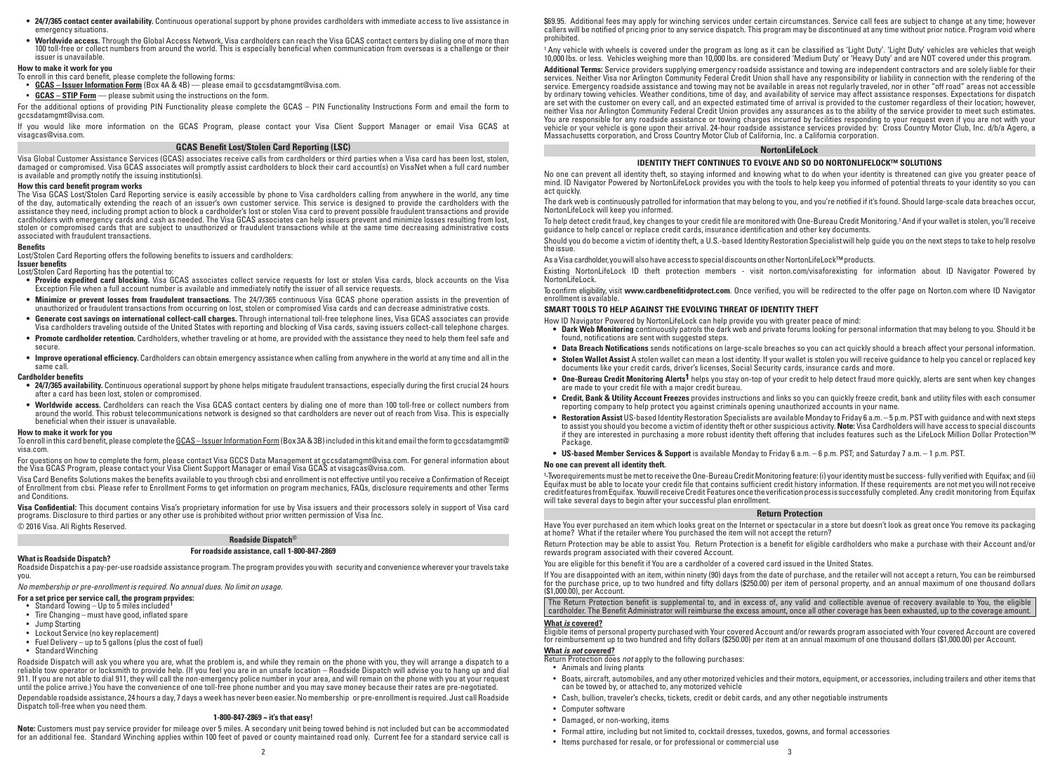- **24/7/365 contact center availability.** Continuous operational support by phone provides cardholders with immediate access to live assistance in emergency situations.
- **Worldwide access.** Through the Global Access Network, Visa cardholders can reach the Visa GCAS contact centers by dialing one of more than 100 toll-free or collect numbers from around the world. This is especially beneficial when communication from overseas is a challenge or their issuer is unavailable.

**How to make it work for you**

To enroll in this card benefit, please complete the following forms:

- **GCAS – Issuer Information Form** (Box 4A & 4B) — please email to gccsdatamgmt@visa.com.
- **GCAS – STIP Form** — please submit using the instructions on the form.

For the additional options of providing PIN Functionality please complete the GCAS – PIN Functionality Instructions Form and email the form to gccsdatamgmt@visa.com.

If you would like more information on the GCAS Program, please contact your Visa Client Support Manager or email Visa GCAS at visagcas@visa.com.

## GCAS Benefit Lost/Stolen Card Reporting (LSC)

Visa Global Customer Assistance Services (GCAS) associates receive calls from cardholders or third parties when a Visa card has been lost, stolen, damaged or compromised. Visa GCAS associates will promptly assist cardholders to block their card account(s) on VisaNet when a full card number is available and promptly notify the issuing institution(s).

**How this card benefit program works**

The Visa GCAS Lost/Stolen Card Reporting service is easily accessible by phone to Visa cardholders calling from anywhere in the world, any time of the day, automatically extending the reach of an issuer's own customer service. This service is designed to provide the cardholders with the assistance they need, including prompt action to block a cardholder's lost or stolen Visa card to prevent possible fraudulent transactions and provide cardholders with emergency cards and cash as needed. The Visa GCAS associates can help issuers prevent and minimize losses resulting from lost, stolen or compromised cards that are subject to unauthorized or fraudulent transactions while at the same time decreasing administrative costs associated with fraudulent transactions.

**Benefits**

Lost/Stolen Card Reporting offers the following benefits to issuers and cardholders:

**Issuer benefits**

Lost/Stolen Card Reporting has the potential to:

- **Provide expedited card blocking.** Visa GCAS associates collect service requests for lost or stolen Visa cards, block accounts on the Visa Exception File when a full account number is available and immediately notify the issuer of all service requests.
- **Minimize or prevent losses from fraudulent transactions.** The 24/7/365 continuous Visa GCAS phone operation assists in the prevention of unauthorized or fraudulent transactions from occurring on lost, stolen or compromised Visa cards and can decrease administrative costs.
- **Generate cost savings on international collect-call charges.** Through international toll-free telephone lines, Visa GCAS associates can provide Visa cardholders traveling outside of the United States with reporting and blocking of Visa cards, saving issuers collect-call telephone charges.
- **Promote cardholder retention.** Cardholders, whether traveling or at home, are provided with the assistance they need to help them feel safe and secure.
- **Improve operational efficiency.** Cardholders can obtain emergency assistance when calling from anywhere in the world at any time and all in the same call.

**Cardholder benefits**

- **24/7/365 availability.** Continuous operational support by phone helps mitigate fraudulent transactions, especially during the first crucial 24 hours after a card has been lost, stolen or compromised.
- **Worldwide access.** Cardholders can reach the Visa GCAS contact centers by dialing of one of more than 100 toll-free or collect numbers from around the world. This robust telecommunications network is designed so that cardholders are never out of reach from Visa. This is especially beneficial when their issuer is unavailable.

**How to make it work for you**

To enroll in this card benefit, please complete the GCAS – Issuer Information Form (Box 3A & 3B) included in this kit and email the form to gccsdatamgmt@visa.com.

For questions on how to complete the form, please contact Visa GCCS Data Management at gccsdatamgmt@visa.com. For general information about the Visa GCAS Program, please contact your Visa Client Support Manager or email Visa GCAS at visagcas@visa.com.

Visa Card Benefits Solutions makes the benefits available to you through cbsi and enrollment is not effective until you receive a Confirmation of Receipt of Enrollment from cbsi. Please refer to Enrollment Forms to get information on program mechanics, FAQs, disclosure requirements and other Terms and Conditions.

**Visa Confidential:** This document contains Visa's proprietary information for use by Visa issuers and their processors solely in support of Visa card programs. Disclosure to third parties or any other use is prohibited without prior written permission of Visa Inc.

© 2016 Visa. All Rights Reserved.

## Roadside Dispatch®

**For roadside assistance, call 1-800-847-2869**

**What is Roadside Dispatch?**

Roadside Dispatch is a pay-per-use roadside assistance program. The program provides you with security and convenience wherever your travels take you.

*No membership or pre-enrollment is required. No annual dues. No limit on usage.*

**For a set price per service call, the program provides:**

- Standard Towing – Up to 5 miles included[1]
- Tire Changing – must have good, inflated spare
- Jump Starting
- Lockout Service (no key replacement)
- Fuel Delivery – up to 5 gallons (plus the cost of fuel)
- Standard Winching

Roadside Dispatch will ask you where you are, what the problem is, and while they remain on the phone with you, they will arrange a dispatch to a reliable tow operator or locksmith to provide help. (If you feel you are in an unsafe location – Roadside Dispatch will advise you to hang up and dial 911. If you are not able to dial 911, they will call the non-emergency police number in your area, and will remain on the phone with you at your request until the police arrive.) You have the convenience of one toll-free phone number and you may save money because their rates are pre-negotiated.

Dependable roadside assistance, 24 hours a day, 7 days a week has never been easier. No membership or pre-enrollment is required. Just call Roadside Dispatch toll-free when you need them.

**1-800-847-2869 – it's that easy!**

**Note:** Customers must pay service provider for mileage over 5 miles. A secondary unit being towed behind is not included but can be accommodated for an additional fee. Standard Winching applies within 100 feet of paved or county maintained road only. Current fee for a standard service call is $69.95. Additional fees may apply for winching services under certain circumstances. Service call fees are subject to change at any time; however callers will be notified of pricing prior to any service dispatch. This program may be discontinued at any time without prior notice. Program void where prohibited.

[1] Any vehicle with wheels is covered under the program as long as it can be classified as 'Light Duty'. 'Light Duty' vehicles are vehicles that weigh 10,000 lbs. or less. Vehicles weighing more than 10,000 lbs. are considered 'Medium Duty' or 'Heavy Duty' and are NOT covered under this program.

**Additional Terms:** Service providers supplying emergency roadside assistance and towing are independent contractors and are solely liable for their services. Neither Visa nor Arlington Community Federal Credit Union shall have any responsibility or liability in connection with the rendering of the service. Emergency roadside assistance and towing may not be available in areas not regularly traveled, nor in other "off road" areas not accessible by ordinary towing vehicles. Weather conditions, time of day, and availability of service may affect assistance responses. Expectations for dispatch are set with the customer on every call, and an expected estimated time of arrival is provided to the customer regardless of their location; however, neither Visa nor Arlington Community Federal Credit Union provides any assurances as to the ability of the service provider to meet such estimates. You are responsible for any roadside assistance or towing charges incurred by facilities responding to your request even if you are not with your vehicle or your vehicle is gone upon their arrival. 24-hour roadside assistance services provided by: Cross Country Motor Club, Inc. d/b/a Agero, a Massachusetts corporation, and Cross Country Motor Club of California, Inc. a California corporation.

## NortonLifeLock

**IDENTITY THEFT CONTINUES TO EVOLVE AND SO DO NORTONLIFELOCK™ SOLUTIONS**

No one can prevent all identity theft, so staying informed and knowing what to do when your identity is threatened can give you greater peace of mind. ID Navigator Powered by NortonLifeLock provides you with the tools to help keep you informed of potential threats to your identity so you can act quickly.

The dark web is continuously patrolled for information that may belong to you, and you're notified if it's found. Should large-scale data breaches occur, NortonLifeLock will keep you informed.

To help detect credit fraud, key changes to your credit file are monitored with One-Bureau Credit Monitoring.[1] And if your wallet is stolen, you'll receive guidance to help cancel or replace credit cards, insurance identification and other key documents.

Should you do become a victim of identity theft, a U.S.-based Identity Restoration Specialist will help guide you on the next steps to take to help resolve the issue.

As a Visa cardholder, you will also have access to special discounts on other NortonLifeLock™ products.

Existing NortonLifeLock ID theft protection members - visit norton.com/visaforexisting for information about ID Navigator Powered by NortonLifeLock.

To confirm eligibility, visit **www.cardbenefitidprotect.com**. Once verified, you will be redirected to the offer page on Norton.com where ID Navigator enrollment is available.

**SMART TOOLS TO HELP AGAINST THE EVOLVING THREAT OF IDENTITY THEFT**

How ID Navigator Powered by NortonLifeLock can help provide you with greater peace of mind:

- **Dark Web Monitoring** continuously patrols the dark web and private forums looking for personal information that may belong to you. Should it be found, notifications are sent with suggested steps.
- **Data Breach Notifications** sends notifications on large-scale breaches so you can act quickly should a breach affect your personal information.
- **Stolen Wallet Assist** A stolen wallet can mean a lost identity. If your wallet is stolen you will receive guidance to help you cancel or replaced key documents like your credit cards, driver's licenses, Social Security cards, insurance cards and more.
- **One-Bureau Credit Monitoring Alerts[1]** helps you stay on-top of your credit to help detect fraud more quickly, alerts are sent when key changes are made to your credit file with a major credit bureau.
- **Credit, Bank & Utility Account Freezes** provides instructions and links so you can quickly freeze credit, bank and utility files with each consumer reporting company to help protect you against criminals opening unauthorized accounts in your name.
- **Restoration Assist** US-based Identity Restoration Specialists are available Monday to Friday 6 a.m. – 5 p.m. PST with guidance and with next steps to assist you should you become a victim of identity theft or other suspicious activity. **Note:** Visa Cardholders will have access to special discounts if they are interested in purchasing a more robust identity theft offering that includes features such as the LifeLock Million Dollar Protection™ Package.
- **US-based Member Services & Support** is available Monday to Friday 6 a.m. – 6 p.m. PST; and Saturday 7 a.m. – 1 p.m. PST.

**No one can prevent all identity theft.**

[1] Two requirements must be met to receive the One-Bureau Credit Monitoring feature: (i) your identity must be success- fully verified with Equifax; and (ii) Equifax must be able to locate your credit file that contains sufficient credit history information. If these requirements are not met you will not receive credit features from Equifax. You will receive Credit Features once the verification process is successfully completed. Any credit monitoring from Equifax will take several days to begin after your successful plan enrollment.

## Return Protection

Have You ever purchased an item which looks great on the Internet or spectacular in a store but doesn't look as great once You remove its packaging at home? What if the retailer where You purchased the item will not accept the return?

Return Protection may be able to assist You. Return Protection is a benefit for eligible cardholders who make a purchase with their Account and/or rewards program associated with their covered Account.

You are eligible for this benefit if You are a cardholder of a covered card issued in the United States.

If You are disappointed with an item, within ninety (90) days from the date of purchase, and the retailer will not accept a return, You can be reimbursed for the purchase price, up to two hundred and fifty dollars ($250.00) per item of personal property, and an annual maximum of one thousand dollars ($1,000.00), per Account.

The Return Protection benefit is supplemental to, and in excess of, any valid and collectible avenue of recovery available to You, the eligible cardholder. The Benefit Administrator will reimburse the excess amount, once all other coverage has been exhausted, up to the coverage amount.

**What *is* covered?**

Eligible items of personal property purchased with Your covered Account and/or rewards program associated with Your covered Account are covered for reimbursement up to two hundred and fifty dollars ($250.00) per item at an annual maximum of one thousand dollars ($1,000.00) per Account.

**What *is not* covered?**

Return Protection does *not* apply to the following purchases:

- Animals and living plants
- Boats, aircraft, automobiles, and any other motorized vehicles and their motors, equipment, or accessories, including trailers and other items that can be towed by, or attached to, any motorized vehicle
- Cash, bullion, traveler's checks, tickets, credit or debit cards, and any other negotiable instruments
- Computer software
- Damaged, or non-working, items
- Formal attire, including but not limited to, cocktail dresses, tuxedos, gowns, and formal accessories
- Items purchased for resale, or for professional or commercial use